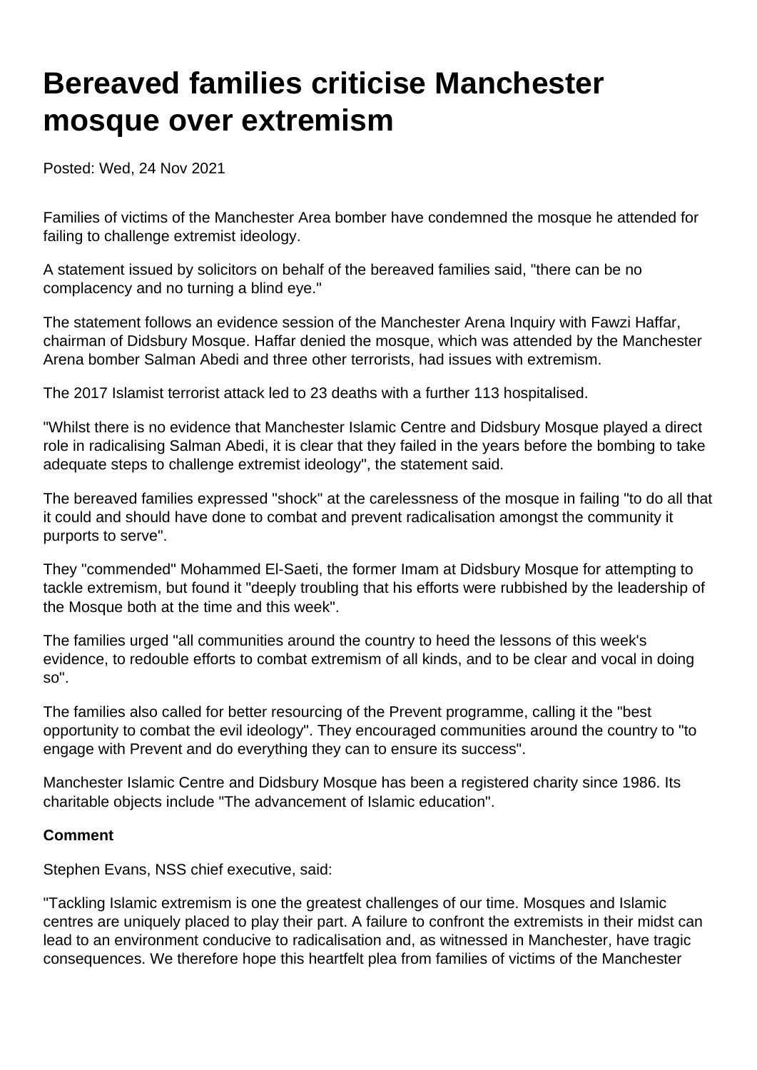# Bereaved families criticise Manchester mosque over extremism

Posted: Wed, 24 Nov 2021

Families of victims of the Manchester Area bomber have condemned the mosque he attended for failing to challenge extremist ideology.

A statement issued by solicitors on behalf of the bereaved families said, "there can be no complacency and no turning a blind eye."

The statement follows an evidence session of the Manchester Arena Inquiry with Fawzi Haffar, chairman of Didsbury Mosque. Haffar denied the mosque, which was attended by the Manchester Arena bomber Salman Abedi and three other terrorists, had issues with extremism.

The 2017 Islamist terrorist attack led to 23 deaths with a further 113 hospitalised.

"Whilst there is no evidence that Manchester Islamic Centre and Didsbury Mosque played a direct role in radicalising Salman Abedi, it is clear that they failed in the years before the bombing to take adequate steps to challenge extremist ideology", the statement said.

The bereaved families expressed "shock" at the carelessness of the mosque in failing "to do all that it could and should have done to combat and prevent radicalisation amongst the community it purports to serve".

They "commended" Mohammed El-Saeti, the former Imam at Didsbury Mosque for attempting to tackle extremism, but found it "deeply troubling that his efforts were rubbished by the leadership of the Mosque both at the time and this week".

The families urged "all communities around the country to heed the lessons of this week's evidence, to redouble efforts to combat extremism of all kinds, and to be clear and vocal in doing so".

The families also called for better resourcing of the Prevent programme, calling it the "best opportunity to combat the evil ideology". They encouraged communities around the country to "to engage with Prevent and do everything they can to ensure its success".

Manchester Islamic Centre and Didsbury Mosque has been a registered charity since 1986. Its charitable objects include "The advancement of Islamic education".

**Comment**

Stephen Evans, NSS chief executive, said:

"Tackling Islamic extremism is one the greatest challenges of our time. Mosques and Islamic centres are uniquely placed to play their part. A failure to confront the extremists in their midst can lead to an environment conducive to radicalisation and, as witnessed in Manchester, have tragic consequences. We therefore hope this heartfelt plea from families of victims of the Manchester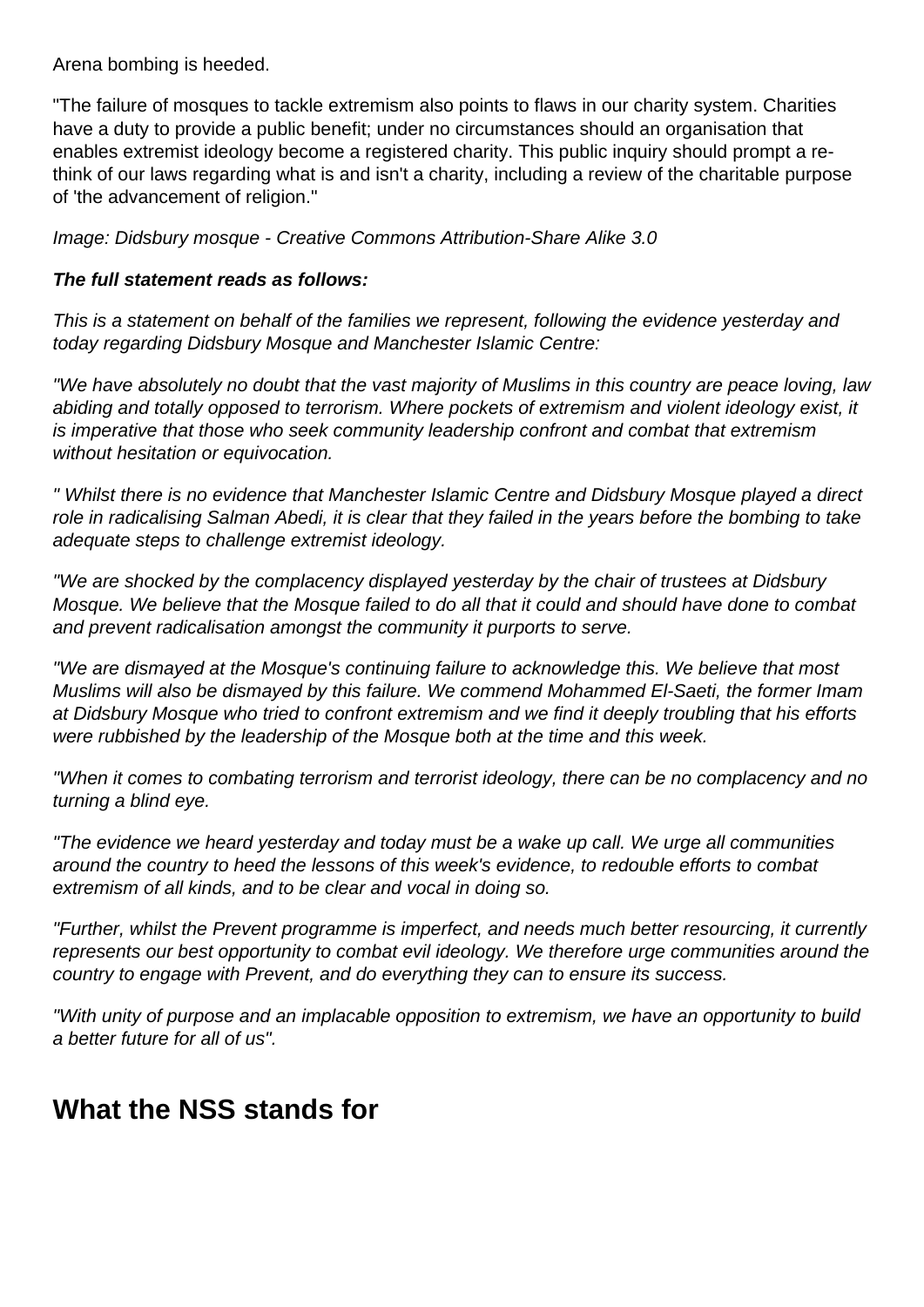Arena bombing is heeded.

"The failure of mosques to tackle extremism also points to flaws in our charity system. Charities have a duty to provide a public benefit; under no circumstances should an organisation that enables extremist ideology become a registered charity. This public inquiry should prompt a re-think of our laws regarding what is and isn't a charity, including a review of the charitable purpose of 'the advancement of religion."

*Image: Didsbury mosque - Creative Commons Attribution-Share Alike 3.0*

***The full statement reads as follows:***

*This is a statement on behalf of the families we represent, following the evidence yesterday and today regarding Didsbury Mosque and Manchester Islamic Centre:*

*"We have absolutely no doubt that the vast majority of Muslims in this country are peace loving, law abiding and totally opposed to terrorism. Where pockets of extremism and violent ideology exist, it is imperative that those who seek community leadership confront and combat that extremism without hesitation or equivocation.*

*" Whilst there is no evidence that Manchester Islamic Centre and Didsbury Mosque played a direct role in radicalising Salman Abedi, it is clear that they failed in the years before the bombing to take adequate steps to challenge extremist ideology.*

*"We are shocked by the complacency displayed yesterday by the chair of trustees at Didsbury Mosque. We believe that the Mosque failed to do all that it could and should have done to combat and prevent radicalisation amongst the community it purports to serve.*

*"We are dismayed at the Mosque's continuing failure to acknowledge this. We believe that most Muslims will also be dismayed by this failure. We commend Mohammed El-Saeti, the former Imam at Didsbury Mosque who tried to confront extremism and we find it deeply troubling that his efforts were rubbished by the leadership of the Mosque both at the time and this week.*

*"When it comes to combating terrorism and terrorist ideology, there can be no complacency and no turning a blind eye.*

*"The evidence we heard yesterday and today must be a wake up call. We urge all communities around the country to heed the lessons of this week's evidence, to redouble efforts to combat extremism of all kinds, and to be clear and vocal in doing so.*

*"Further, whilst the Prevent programme is imperfect, and needs much better resourcing, it currently represents our best opportunity to combat evil ideology. We therefore urge communities around the country to engage with Prevent, and do everything they can to ensure its success.*

*"With unity of purpose and an implacable opposition to extremism, we have an opportunity to build a better future for all of us".*

## What the NSS stands for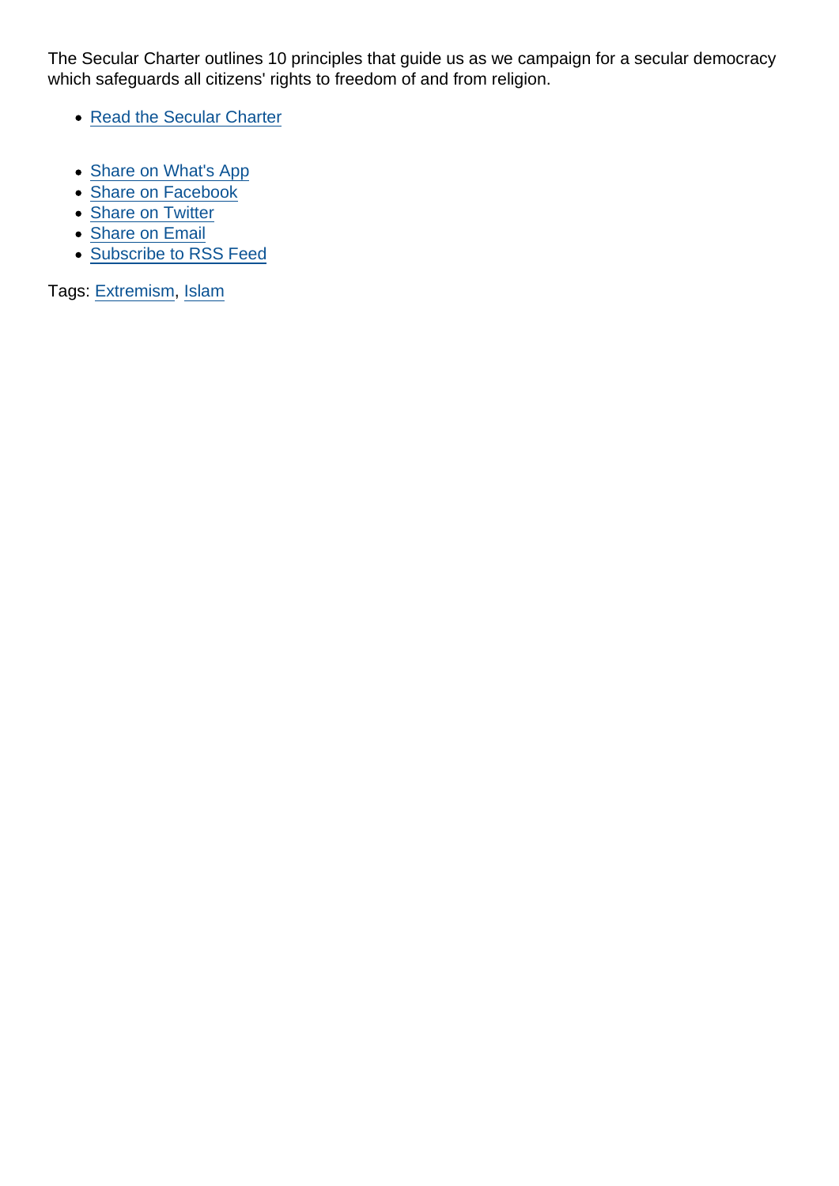The Secular Charter outlines 10 principles that guide us as we campaign for a secular democracy which safeguards all citizens' rights to freedom of and from religion.

- Read the Secular Charter

- Share on What's App
- Share on Facebook
- Share on Twitter
- Share on Email
- Subscribe to RSS Feed

Tags: Extremism, Islam